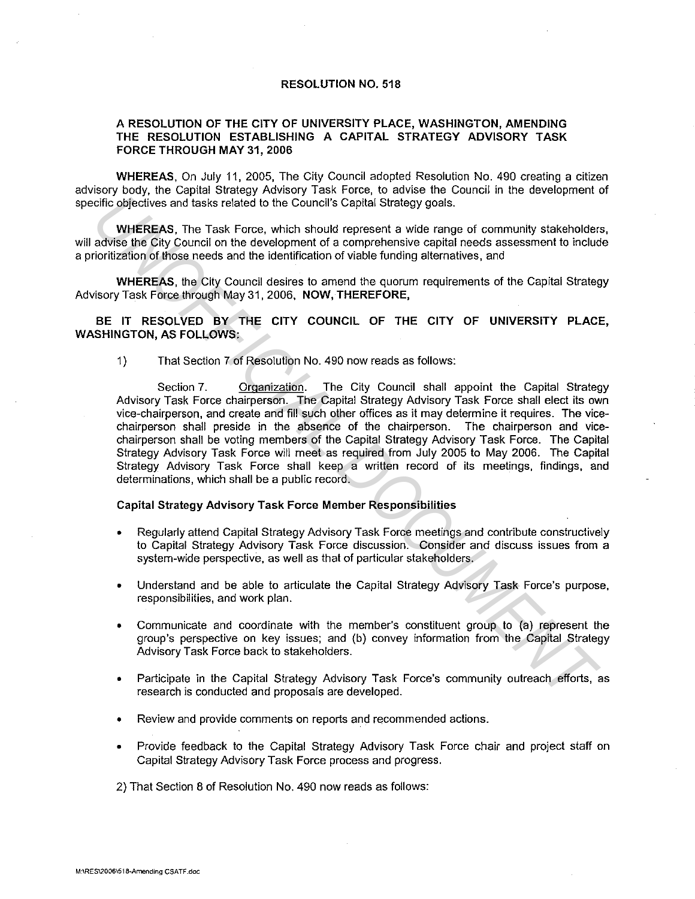# RESOLUTION NO. 518

## A RESOLUTION OF THE CITY OF UNIVERSITY PLACE, WASHINGTON, AMENDING THE RESOLUTION ESTABLISHING A CAPITAL STRATEGY ADVISORY TASK FORCE THROUGH MAY 31, 2006

**WHEREAS**, On July 11, 2005, The City Council adopted Resolution No. 490 creating a citizen advisory body, the Capital Strategy Advisory Task Force, to advise the Council in the development of specific objectives and tasks related to the Council's Capital Strategy goals.

**WHEREAS**, The Task Force, which should represent a wide range of community stakeholders, will advise the City Council on the development of a comprehensive capital needs assessment to include a prioritization of those needs and the identification of viable funding alternatives, and

**WHEREAS**, the City Council desires to amend the quorum requirements of the Capital Strategy Advisory Task Force through May 31, 2006, **NOW, THEREFORE,**

**BE IT RESOLVED BY THE CITY COUNCIL OF THE CITY OF UNIVERSITY PLACE, WASHINGTON, AS FOLLOWS:**

1) That Section 7 of Resolution No. 490 now reads as follows:

Section 7. Organization. The City Council shall appoint the Capital Strategy Advisory Task Force chairperson. The Capital Strategy Advisory Task Force shall elect its own vice-chairperson, and create and fill such other offices as it may determine it requires. The vice-chairperson shall preside in the absence of the chairperson. The chairperson and vice-chairperson shall be voting members of the Capital Strategy Advisory Task Force. The Capital Strategy Advisory Task Force will meet as required from July 2005 to May 2006. The Capital Strategy Advisory Task Force shall keep a written record of its meetings, findings, and determinations, which shall be a public record.

**Capital Strategy Advisory Task Force Member Responsibilities**

- Regularly attend Capital Strategy Advisory Task Force meetings and contribute constructively to Capital Strategy Advisory Task Force discussion. Consider and discuss issues from a system-wide perspective, as well as that of particular stakeholders.
- Understand and be able to articulate the Capital Strategy Advisory Task Force's purpose, responsibilities, and work plan.
- Communicate and coordinate with the member's constituent group to (a) represent the group's perspective on key issues; and (b) convey information from the Capital Strategy Advisory Task Force back to stakeholders.
- Participate in the Capital Strategy Advisory Task Force's community outreach efforts, as research is conducted and proposals are developed.
- Review and provide comments on reports and recommended actions.
- Provide feedback to the Capital Strategy Advisory Task Force chair and project staff on Capital Strategy Advisory Task Force process and progress.

2) That Section 8 of Resolution No. 490 now reads as follows: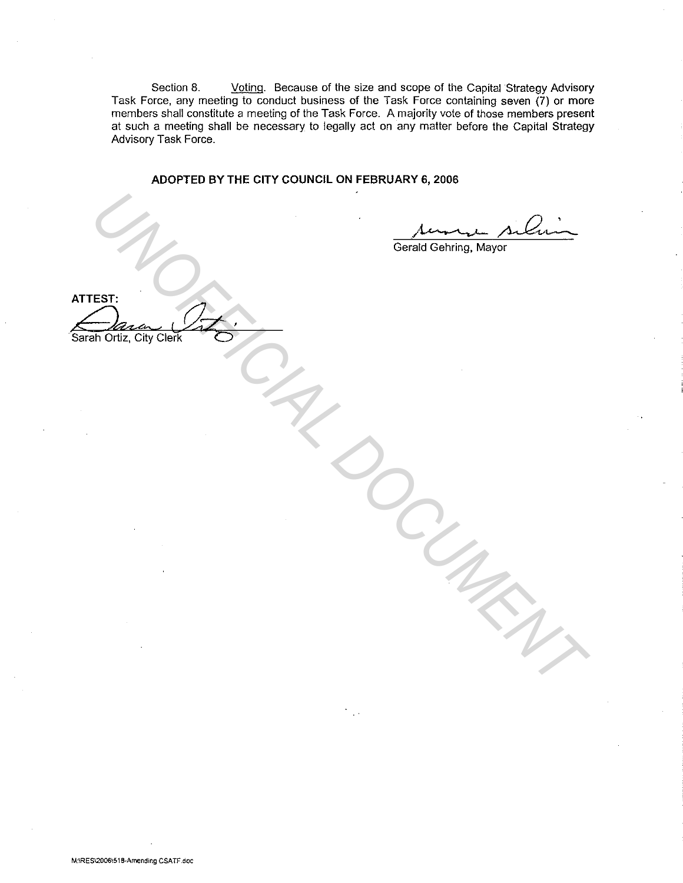Section 8. <u>Voting</u>. Because of the size and scope of the Capital Strategy Advisory Task Force, any meeting to conduct business of the Task Force containing seven (7) or more members shall constitute a meeting of the Task Force. A majority vote of those members present at such a meeting shall be necessary to legally act on any matter before the Capital Strategy Advisory Task Force.

**ADOPTED BY THE CITY COUNCIL ON FEBRUARY 6, 2006**

Gerald Gehring, Mayor

**ATTEST:**

Sarah Ortiz, City Clerk

UNOFFICIAL DOCUMENT

M:\RES\2006\518-Amending CSATF.doc